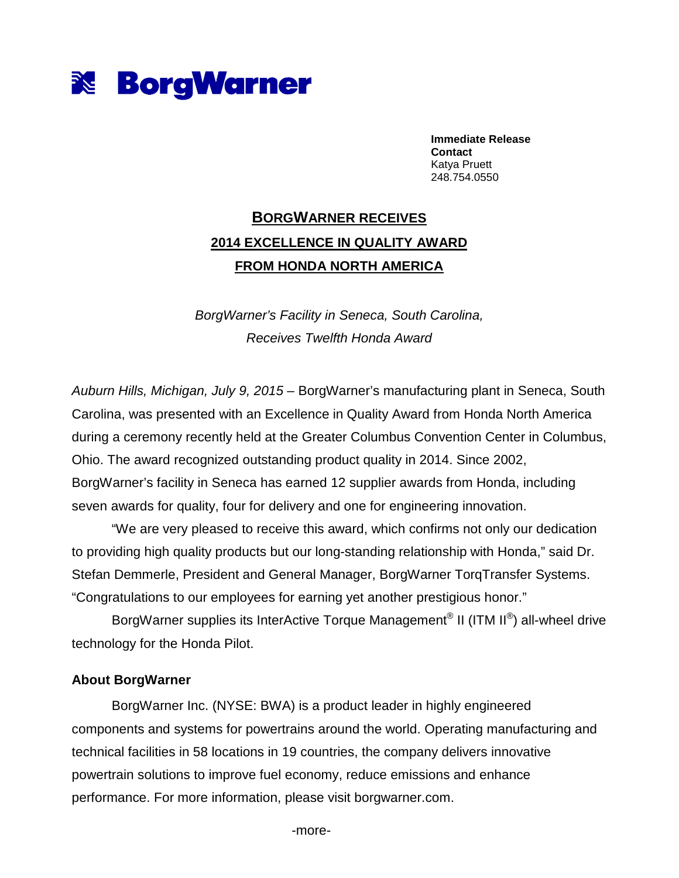# BorgWarner

**Immediate Release**
**Contact**
Katya Pruett
248.754.0550

## BORGWARNER RECEIVES 2014 EXCELLENCE IN QUALITY AWARD FROM HONDA NORTH AMERICA

*BorgWarner's Facility in Seneca, South Carolina, Receives Twelfth Honda Award*

*Auburn Hills, Michigan, July 9, 2015* – BorgWarner's manufacturing plant in Seneca, South Carolina, was presented with an Excellence in Quality Award from Honda North America during a ceremony recently held at the Greater Columbus Convention Center in Columbus, Ohio. The award recognized outstanding product quality in 2014. Since 2002, BorgWarner's facility in Seneca has earned 12 supplier awards from Honda, including seven awards for quality, four for delivery and one for engineering innovation.

"We are very pleased to receive this award, which confirms not only our dedication to providing high quality products but our long-standing relationship with Honda," said Dr. Stefan Demmerle, President and General Manager, BorgWarner TorqTransfer Systems. "Congratulations to our employees for earning yet another prestigious honor."

BorgWarner supplies its InterActive Torque Management® II (ITM II®) all-wheel drive technology for the Honda Pilot.

**About BorgWarner**

BorgWarner Inc. (NYSE: BWA) is a product leader in highly engineered components and systems for powertrains around the world. Operating manufacturing and technical facilities in 58 locations in 19 countries, the company delivers innovative powertrain solutions to improve fuel economy, reduce emissions and enhance performance. For more information, please visit borgwarner.com.

-more-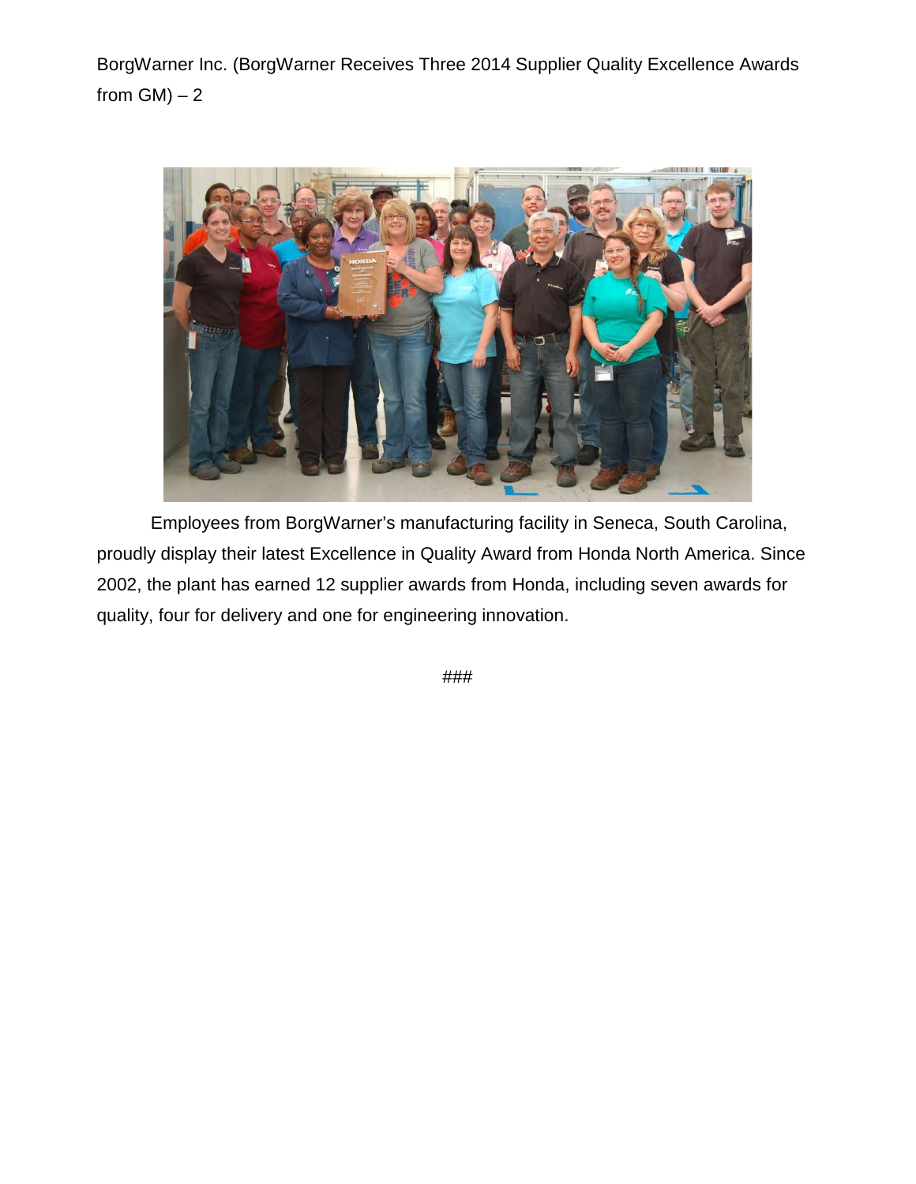Employees from BorgWarner's manufacturing facility in Seneca, South Carolina, proudly display their latest Excellence in Quality Award from Honda North America. Since 2002, the plant has earned 12 supplier awards from Honda, including seven awards for quality, four for delivery and one for engineering innovation.

###